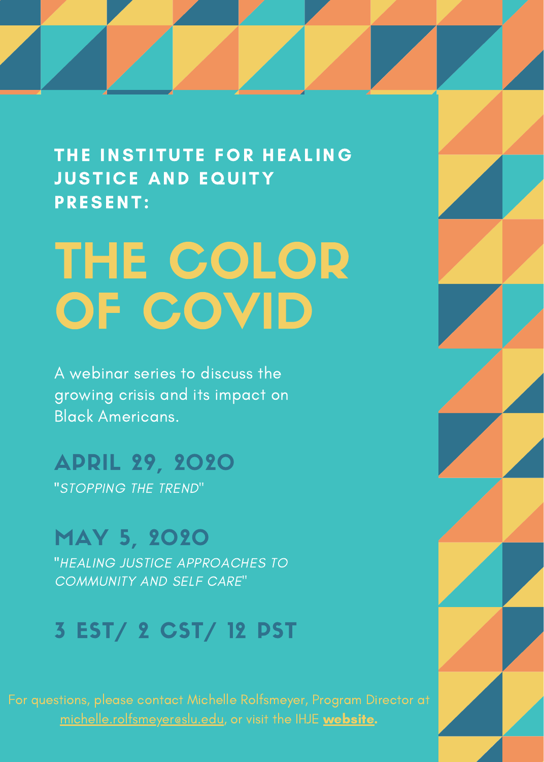**THE INSTITUTE FOR HEALING JUSTICE AND EQUITY PRESENT:**

# THE COLOR OF COVID

A webinar series to discuss the growing crisis and its impact on Black Americans.

## APRIL 29, 2020

"*STOPPING THE TREND*"

## MAY 5, 2020

"*HEALING JUSTICE APPROACHES TO COMMUNITY AND SELF CARE*"

## 3 EST/ 2 CST/ 12 PST

For questions, please contact Michelle Rolfsmeyer, Program Director at michelle.rolfsmeyer@slu.edu, or visit the IHJE **website.**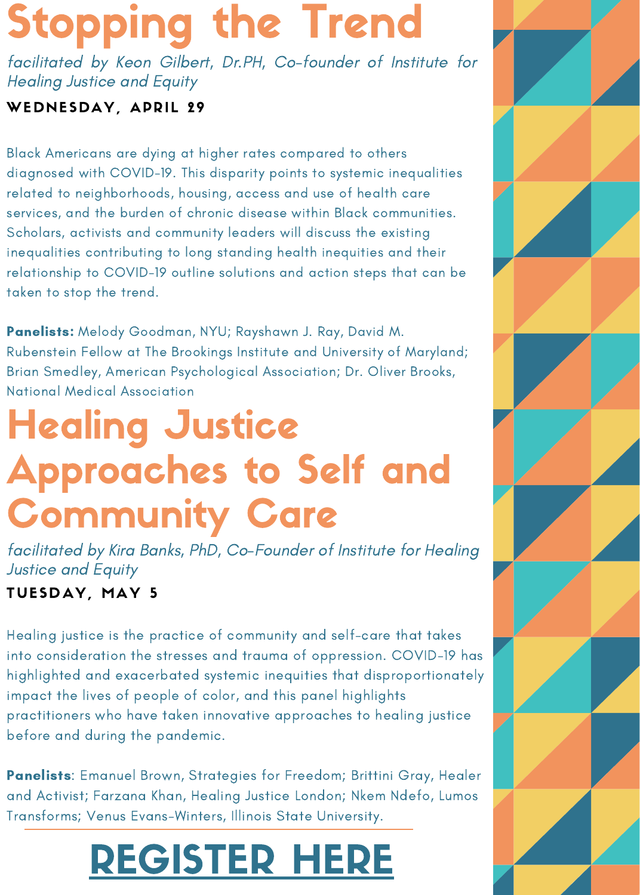# Stopping the Trend

*facilitated by Keon Gilbert, Dr.PH, Co-founder of Institute for Healing Justice and Equity*

**WEDNESDAY, APRIL 29**

Black Americans are dying at higher rates compared to others diagnosed with COVID-19. This disparity points to systemic inequalities related to neighborhoods, housing, access and use of health care services, and the burden of chronic disease within Black communities. Scholars, activists and community leaders will discuss the existing inequalities contributing to long standing health inequities and their relationship to COVID-19 outline solutions and action steps that can be taken to stop the trend.

**Panelists:** Melody Goodman, NYU; Rayshawn J. Ray, David M. Rubenstein Fellow at The Brookings Institute and University of Maryland; Brian Smedley, American Psychological Association; Dr. Oliver Brooks, National Medical Association

# Healing Justice Approaches to Self and Community Care

*facilitated by Kira Banks, PhD, Co-Founder of Institute for Healing Justice and Equity*

**TUESDAY, MAY 5**

Healing justice is the practice of community and self-care that takes into consideration the stresses and trauma of oppression. COVID-19 has highlighted and exacerbated systemic inequities that disproportionately impact the lives of people of color, and this panel highlights practitioners who have taken innovative approaches to healing justice before and during the pandemic.

**Panelists**: Emanuel Brown, Strategies for Freedom; Brittini Gray, Healer and Activist; Farzana Khan, Healing Justice London; Nkem Ndefo, Lumos Transforms; Venus Evans-Winters, Illinois State University.

**REGISTER HERE**